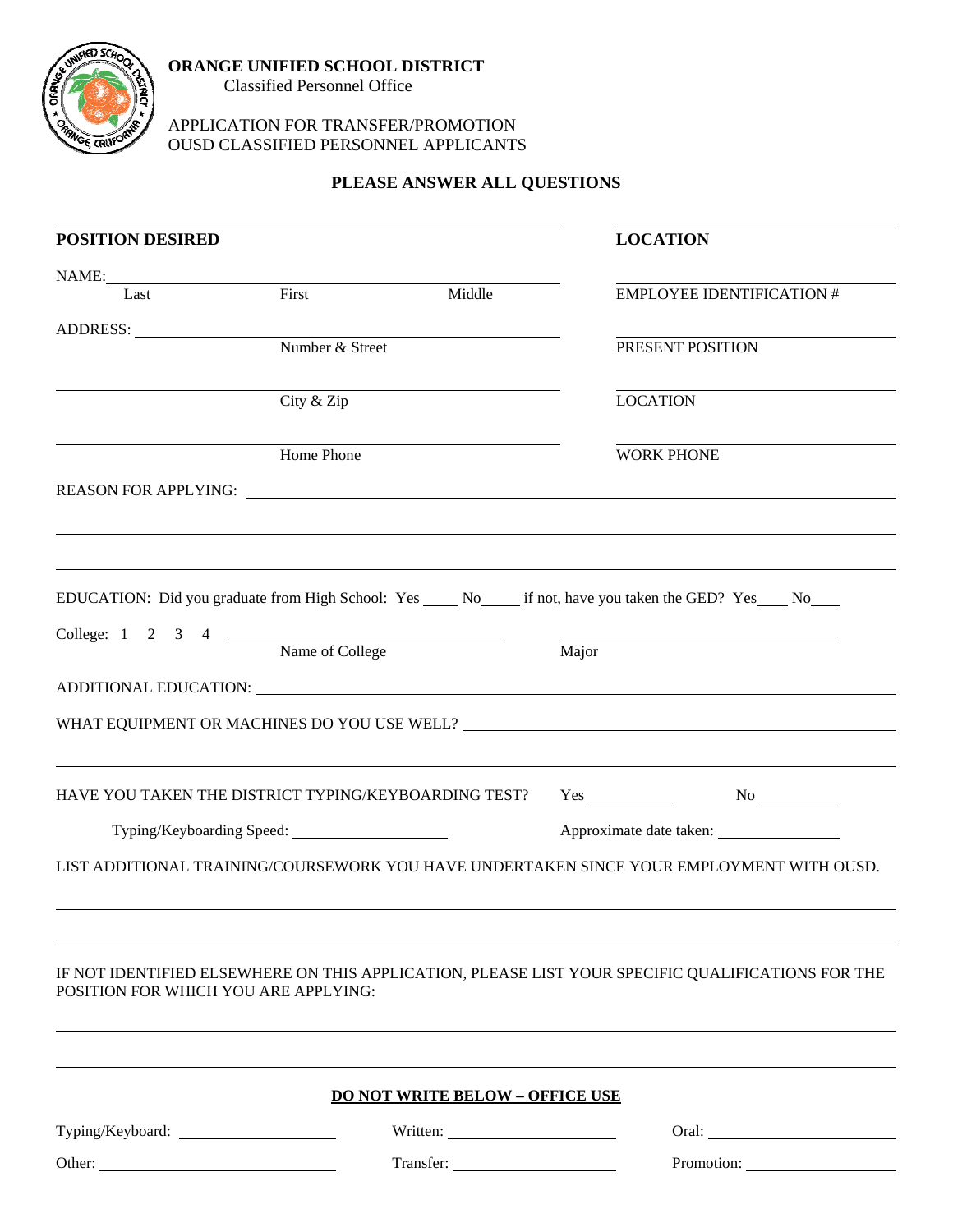**ORANGE UNIFIED SCHOOL DISTRICT**
Classified Personnel Office

APPLICATION FOR TRANSFER/PROMOTION
OUSD CLASSIFIED PERSONNEL APPLICANTS

**PLEASE ANSWER ALL QUESTIONS**

**POSITION DESIRED** _______________________ **LOCATION** _______________________

NAME: _______________________ EMPLOYEE IDENTIFICATION # _______________________
Last First Middle

ADDRESS: _______________________ PRESENT POSITION _______________________
Number & Street

_______________________ LOCATION _______________________
City & Zip

_______________________ WORK PHONE _______________________
Home Phone

REASON FOR APPLYING: _______________________

_______________________

_______________________

EDUCATION: Did you graduate from High School: Yes ____ No____ if not, have you taken the GED? Yes____ No____

College: 1 2 3 4 _______________________ _______________________
Name of College Major

ADDITIONAL EDUCATION: _______________________

WHAT EQUIPMENT OR MACHINES DO YOU USE WELL? _______________________

_______________________

HAVE YOU TAKEN THE DISTRICT TYPING/KEYBOARDING TEST? Yes ________ No ________

Typing/Keyboarding Speed: ________________ Approximate date taken: ________________

LIST ADDITIONAL TRAINING/COURSEWORK YOU HAVE UNDERTAKEN SINCE YOUR EMPLOYMENT WITH OUSD.

_______________________

_______________________

IF NOT IDENTIFIED ELSEWHERE ON THIS APPLICATION, PLEASE LIST YOUR SPECIFIC QUALIFICATIONS FOR THE POSITION FOR WHICH YOU ARE APPLYING:

_______________________

_______________________

**DO NOT WRITE BELOW – OFFICE USE**

Typing/Keyboard: ________________ Written: ________________ Oral: ________________

Other: ________________ Transfer: ________________ Promotion: ________________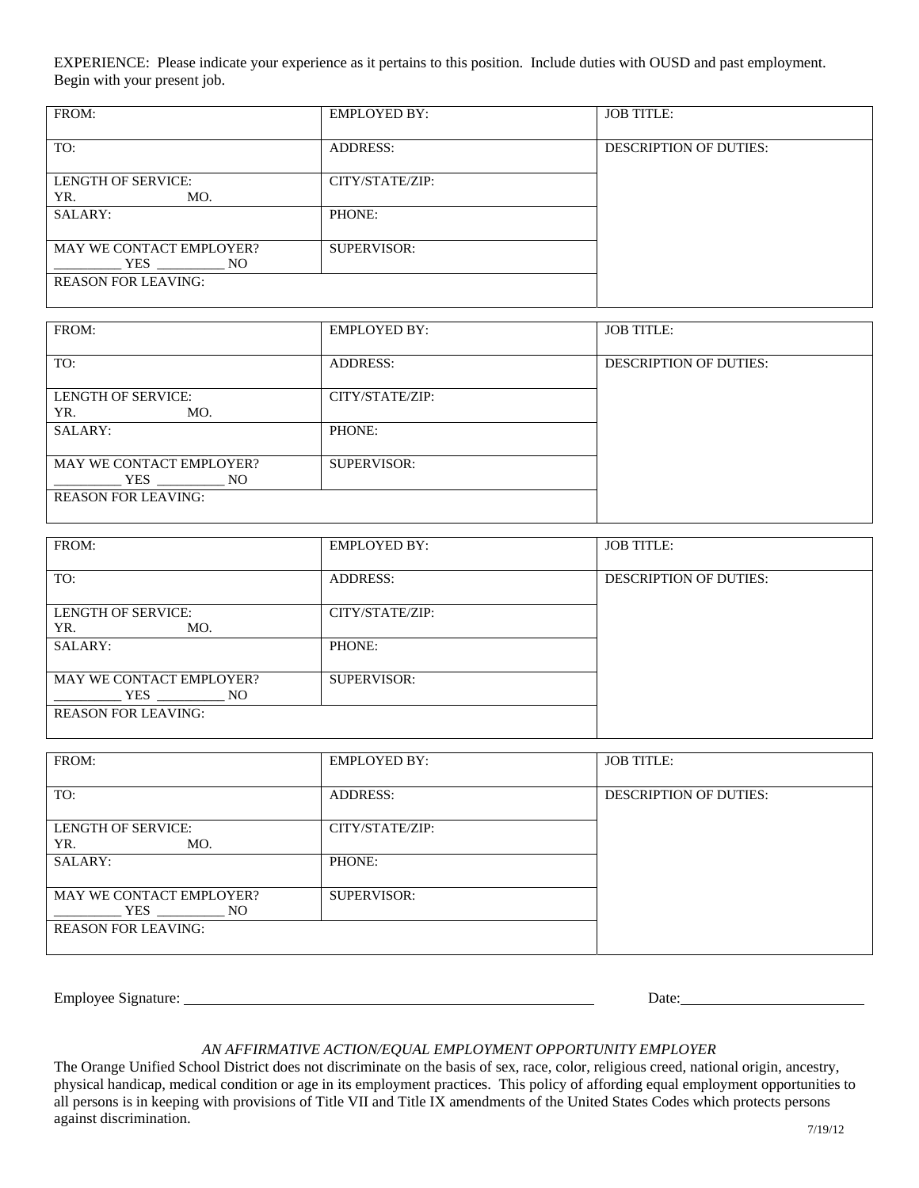EXPERIENCE: Please indicate your experience as it pertains to this position. Include duties with OUSD and past employment. Begin with your present job.

| | | |
|---|---|---|
| FROM: | EMPLOYED BY: | JOB TITLE: |
| TO: | ADDRESS: | DESCRIPTION OF DUTIES: |
| LENGTH OF SERVICE:<br>YR. MO. | CITY/STATE/ZIP: | |
| SALARY: | PHONE: | |
| MAY WE CONTACT EMPLOYER?<br>__________ YES __________ NO | SUPERVISOR: | |
| REASON FOR LEAVING: | | |

| | | |
|---|---|---|
| FROM: | EMPLOYED BY: | JOB TITLE: |
| TO: | ADDRESS: | DESCRIPTION OF DUTIES: |
| LENGTH OF SERVICE:<br>YR. MO. | CITY/STATE/ZIP: | |
| SALARY: | PHONE: | |
| MAY WE CONTACT EMPLOYER?<br>__________ YES __________ NO | SUPERVISOR: | |
| REASON FOR LEAVING: | | |

| | | |
|---|---|---|
| FROM: | EMPLOYED BY: | JOB TITLE: |
| TO: | ADDRESS: | DESCRIPTION OF DUTIES: |
| LENGTH OF SERVICE:<br>YR. MO. | CITY/STATE/ZIP: | |
| SALARY: | PHONE: | |
| MAY WE CONTACT EMPLOYER?<br>__________ YES __________ NO | SUPERVISOR: | |
| REASON FOR LEAVING: | | |

| | | |
|---|---|---|
| FROM: | EMPLOYED BY: | JOB TITLE: |
| TO: | ADDRESS: | DESCRIPTION OF DUTIES: |
| LENGTH OF SERVICE:<br>YR. MO. | CITY/STATE/ZIP: | |
| SALARY: | PHONE: | |
| MAY WE CONTACT EMPLOYER?<br>__________ YES __________ NO | SUPERVISOR: | |
| REASON FOR LEAVING: | | |

Employee Signature: ____________________________________________ Date: ____________________

*AN AFFIRMATIVE ACTION/EQUAL EMPLOYMENT OPPORTUNITY EMPLOYER*

The Orange Unified School District does not discriminate on the basis of sex, race, color, religious creed, national origin, ancestry, physical handicap, medical condition or age in its employment practices. This policy of affording equal employment opportunities to all persons is in keeping with provisions of Title VII and Title IX amendments of the United States Codes which protects persons against discrimination.

7/19/12